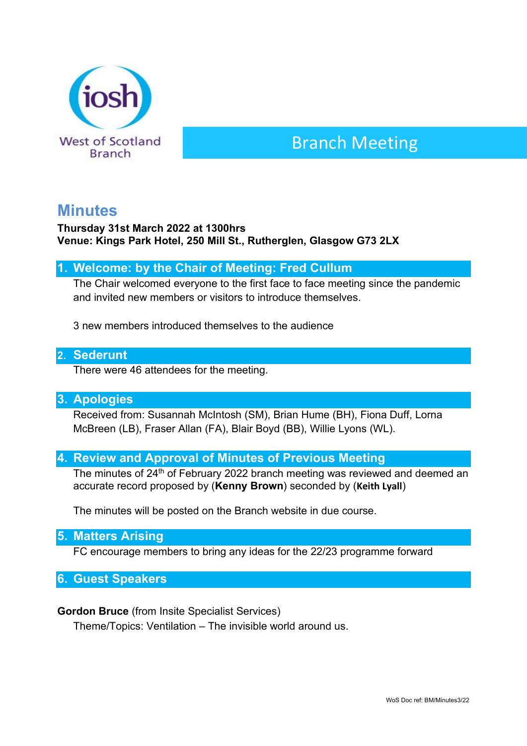iosh

West of Scotland Branch

# Branch Meeting

## Minutes

**Thursday 31st March 2022 at 1300hrs**
**Venue: Kings Park Hotel, 250 Mill St., Rutherglen, Glasgow G73 2LX**

### 1. Welcome: by the Chair of Meeting: Fred Cullum

The Chair welcomed everyone to the first face to face meeting since the pandemic and invited new members or visitors to introduce themselves.

3 new members introduced themselves to the audience

### 2. Sederunt

There were 46 attendees for the meeting.

### 3. Apologies

Received from: Susannah McIntosh (SM), Brian Hume (BH), Fiona Duff, Lorna McBreen (LB), Fraser Allan (FA), Blair Boyd (BB), Willie Lyons (WL).

### 4. Review and Approval of Minutes of Previous Meeting

The minutes of 24th of February 2022 branch meeting was reviewed and deemed an accurate record proposed by (**Kenny Brown**) seconded by (**Keith Lyall**)

The minutes will be posted on the Branch website in due course.

### 5. Matters Arising

FC encourage members to bring any ideas for the 22/23 programme forward

### 6. Guest Speakers

**Gordon Bruce** (from Insite Specialist Services)

Theme/Topics: Ventilation – The invisible world around us.

WoS Doc ref: BM/Minutes3/22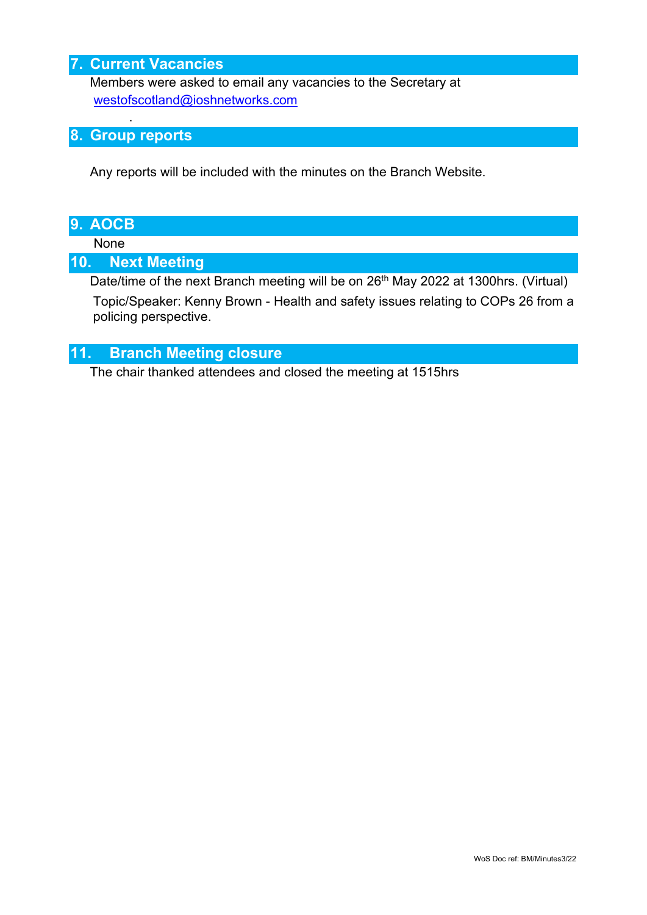## 7. Current Vacancies

Members were asked to email any vacancies to the Secretary at westofscotland@ioshnetworks.com

.

## 8. Group reports

Any reports will be included with the minutes on the Branch Website.

## 9. AOCB

None

## 10. Next Meeting

Date/time of the next Branch meeting will be on 26th May 2022 at 1300hrs. (Virtual)

Topic/Speaker: Kenny Brown - Health and safety issues relating to COPs 26 from a policing perspective.

## 11. Branch Meeting closure

The chair thanked attendees and closed the meeting at 1515hrs

WoS Doc ref: BM/Minutes3/22